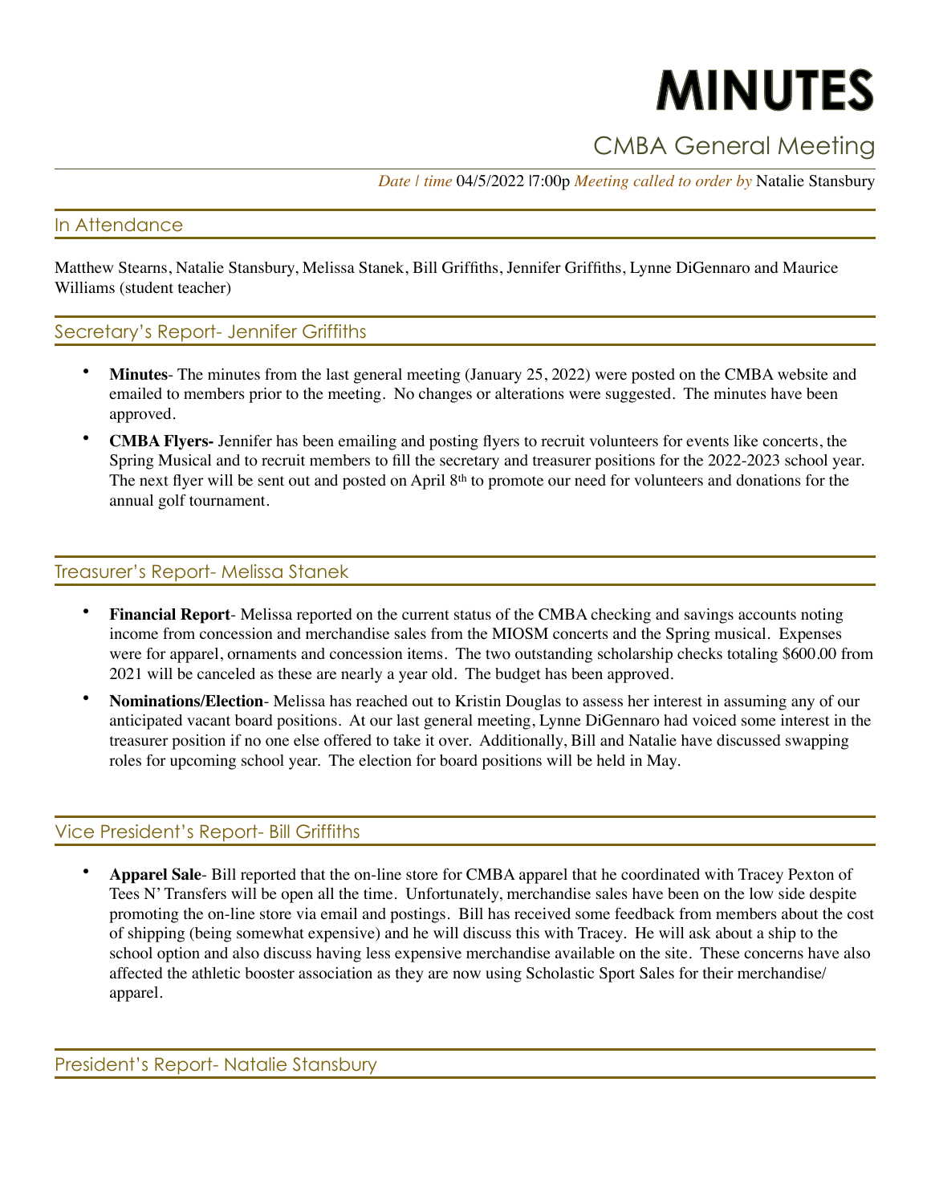# MINUTES

## CMBA General Meeting

*Date | time* 04/5/2022 |7:00p *Meeting called to order by* Natalie Stansbury

## In Attendance

Matthew Stearns, Natalie Stansbury, Melissa Stanek, Bill Griffiths, Jennifer Griffiths, Lynne DiGennaro and Maurice Williams (student teacher)

## Secretary's Report- Jennifer Griffiths

- **Minutes**- The minutes from the last general meeting (January 25, 2022) were posted on the CMBA website and emailed to members prior to the meeting. No changes or alterations were suggested. The minutes have been approved.
- **CMBA Flyers-** Jennifer has been emailing and posting flyers to recruit volunteers for events like concerts, the Spring Musical and to recruit members to fill the secretary and treasurer positions for the 2022-2023 school year. The next flyer will be sent out and posted on April 8th to promote our need for volunteers and donations for the annual golf tournament.

## Treasurer's Report- Melissa Stanek

- **Financial Report**- Melissa reported on the current status of the CMBA checking and savings accounts noting income from concession and merchandise sales from the MIOSM concerts and the Spring musical. Expenses were for apparel, ornaments and concession items. The two outstanding scholarship checks totaling $600.00 from 2021 will be canceled as these are nearly a year old. The budget has been approved.
- **Nominations/Election**- Melissa has reached out to Kristin Douglas to assess her interest in assuming any of our anticipated vacant board positions. At our last general meeting, Lynne DiGennaro had voiced some interest in the treasurer position if no one else offered to take it over. Additionally, Bill and Natalie have discussed swapping roles for upcoming school year. The election for board positions will be held in May.

## Vice President's Report- Bill Griffiths

- **Apparel Sale**- Bill reported that the on-line store for CMBA apparel that he coordinated with Tracey Pexton of Tees N' Transfers will be open all the time. Unfortunately, merchandise sales have been on the low side despite promoting the on-line store via email and postings. Bill has received some feedback from members about the cost of shipping (being somewhat expensive) and he will discuss this with Tracey. He will ask about a ship to the school option and also discuss having less expensive merchandise available on the site. These concerns have also affected the athletic booster association as they are now using Scholastic Sport Sales for their merchandise/ apparel.

## President's Report- Natalie Stansbury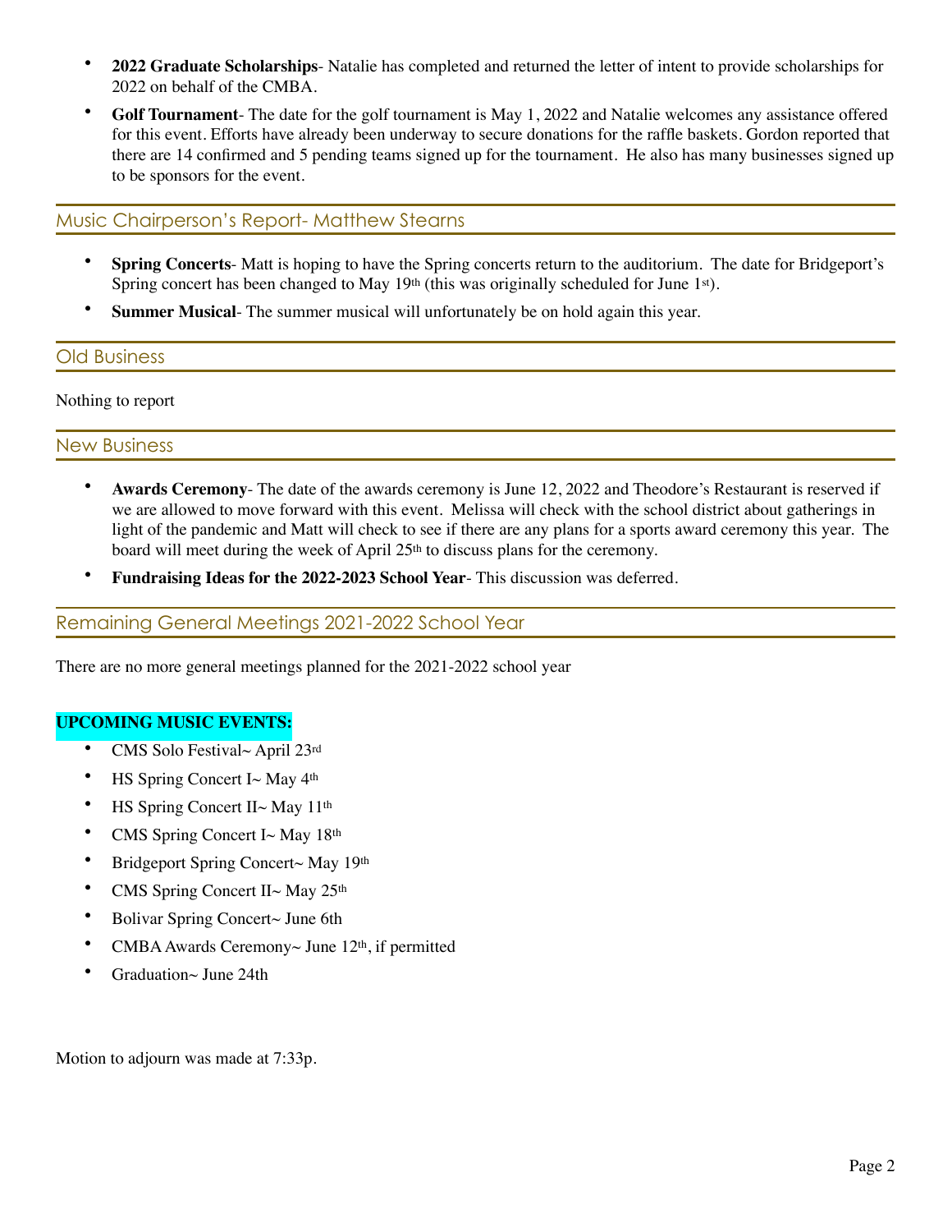- **2022 Graduate Scholarships**- Natalie has completed and returned the letter of intent to provide scholarships for 2022 on behalf of the CMBA.
- **Golf Tournament**- The date for the golf tournament is May 1, 2022 and Natalie welcomes any assistance offered for this event. Efforts have already been underway to secure donations for the raffle baskets. Gordon reported that there are 14 confirmed and 5 pending teams signed up for the tournament. He also has many businesses signed up to be sponsors for the event.

## Music Chairperson's Report- Matthew Stearns

- **Spring Concerts**- Matt is hoping to have the Spring concerts return to the auditorium. The date for Bridgeport's Spring concert has been changed to May 19th (this was originally scheduled for June 1st).
- **Summer Musical**- The summer musical will unfortunately be on hold again this year.

## Old Business

Nothing to report

## New Business

- **Awards Ceremony**- The date of the awards ceremony is June 12, 2022 and Theodore's Restaurant is reserved if we are allowed to move forward with this event. Melissa will check with the school district about gatherings in light of the pandemic and Matt will check to see if there are any plans for a sports award ceremony this year. The board will meet during the week of April 25th to discuss plans for the ceremony.
- **Fundraising Ideas for the 2022-2023 School Year**- This discussion was deferred.

## Remaining General Meetings 2021-2022 School Year

There are no more general meetings planned for the 2021-2022 school year

**UPCOMING MUSIC EVENTS:**

- CMS Solo Festival~ April 23rd
- HS Spring Concert I~ May 4th
- HS Spring Concert II~ May 11th
- CMS Spring Concert I~ May 18th
- Bridgeport Spring Concert~ May 19th
- CMS Spring Concert II~ May 25th
- Bolivar Spring Concert~ June 6th
- CMBA Awards Ceremony~ June 12th, if permitted
- Graduation~ June 24th

Motion to adjourn was made at 7:33p.